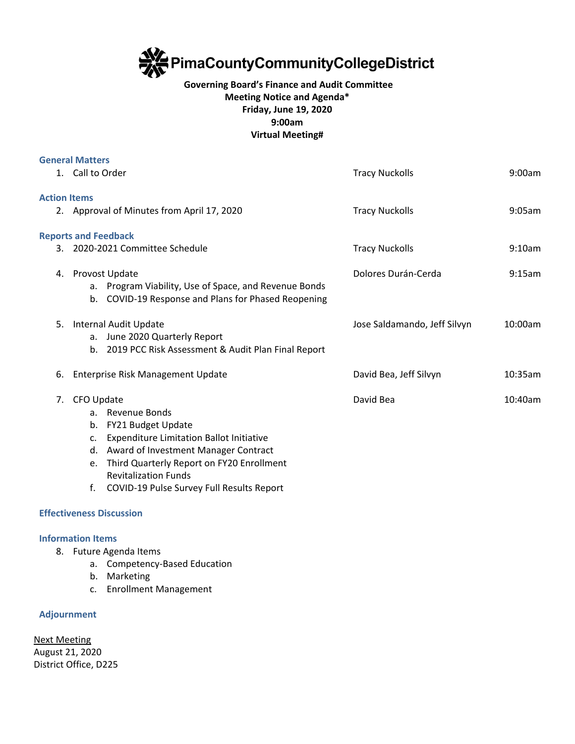# PimaCountyCommunityCollegeDistrict

**Governing Board's Finance and Audit Committee**
**Meeting Notice and Agenda***
**Friday, June 19, 2020**
**9:00am**
**Virtual Meeting#**

### General Matters

| | | |
|---|---|---|
| 1. Call to Order | Tracy Nuckolls | 9:00am |

### Action Items

| | | |
|---|---|---|
| 2. Approval of Minutes from April 17, 2020 | Tracy Nuckolls | 9:05am |

### Reports and Feedback

| | | |
|---|---|---|
| 3. 2020-2021 Committee Schedule | Tracy Nuckolls | 9:10am |
| 4. Provost Update<br>a. Program Viability, Use of Space, and Revenue Bonds<br>b. COVID-19 Response and Plans for Phased Reopening | Dolores Durán-Cerda | 9:15am |
| 5. Internal Audit Update<br>a. June 2020 Quarterly Report<br>b. 2019 PCC Risk Assessment & Audit Plan Final Report | Jose Saldamando, Jeff Silvyn | 10:00am |
| 6. Enterprise Risk Management Update | David Bea, Jeff Silvyn | 10:35am |
| 7. CFO Update<br>a. Revenue Bonds<br>b. FY21 Budget Update<br>c. Expenditure Limitation Ballot Initiative<br>d. Award of Investment Manager Contract<br>e. Third Quarterly Report on FY20 Enrollment Revitalization Funds<br>f. COVID-19 Pulse Survey Full Results Report | David Bea | 10:40am |

### Effectiveness Discussion

### Information Items

8. Future Agenda Items
   a. Competency-Based Education
   b. Marketing
   c. Enrollment Management

### Adjournment

<u>Next Meeting</u>
August 21, 2020
District Office, D225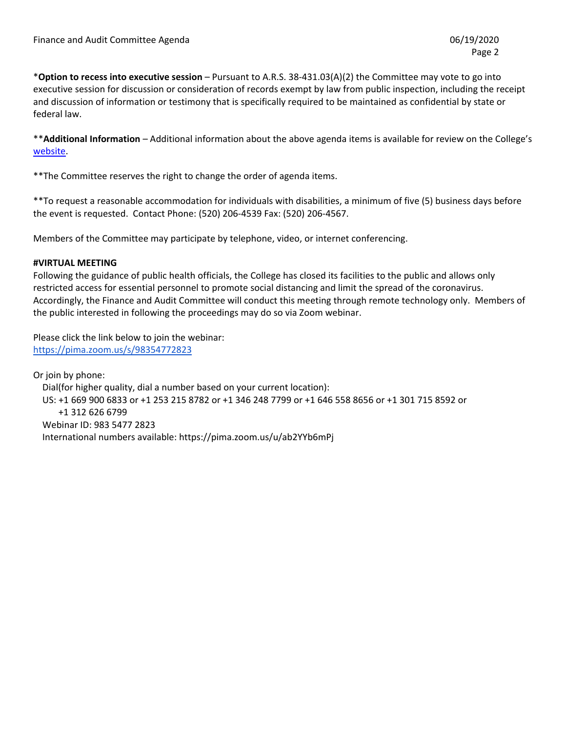*__Option to recess into executive session__ – Pursuant to A.R.S. 38-431.03(A)(2) the Committee may vote to go into executive session for discussion or consideration of records exempt by law from public inspection, including the receipt and discussion of information or testimony that is specifically required to be maintained as confidential by state or federal law.

**__Additional Information__ – Additional information about the above agenda items is available for review on the College's website.

**The Committee reserves the right to change the order of agenda items.

**To request a reasonable accommodation for individuals with disabilities, a minimum of five (5) business days before the event is requested. Contact Phone: (520) 206-4539 Fax: (520) 206-4567.

Members of the Committee may participate by telephone, video, or internet conferencing.

**#VIRTUAL MEETING**

Following the guidance of public health officials, the College has closed its facilities to the public and allows only restricted access for essential personnel to promote social distancing and limit the spread of the coronavirus. Accordingly, the Finance and Audit Committee will conduct this meeting through remote technology only. Members of the public interested in following the proceedings may do so via Zoom webinar.

Please click the link below to join the webinar:
https://pima.zoom.us/s/98354772823

Or join by phone:

Dial(for higher quality, dial a number based on your current location):
US: +1 669 900 6833 or +1 253 215 8782 or +1 346 248 7799 or +1 646 558 8656 or +1 301 715 8592 or +1 312 626 6799
Webinar ID: 983 5477 2823
International numbers available: https://pima.zoom.us/u/ab2YYb6mPj